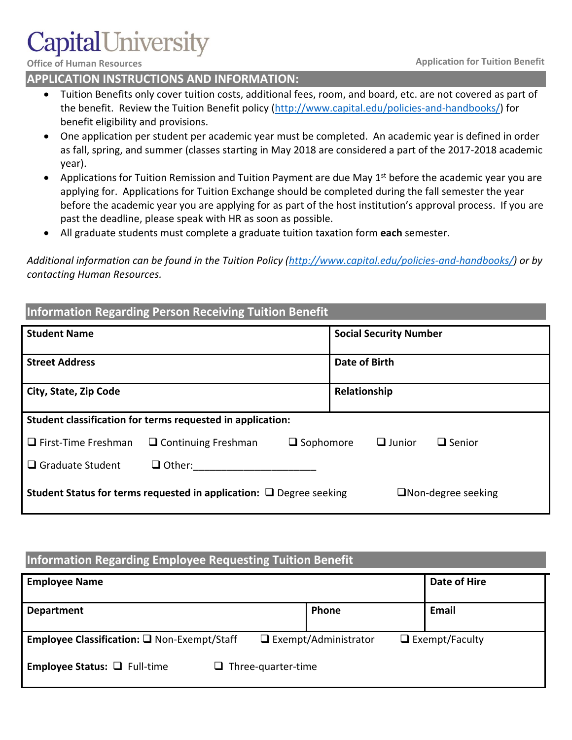# Capital University

Office of Human Resources

Application for Tuition Benefit

## APPLICATION INSTRUCTIONS AND INFORMATION:

- Tuition Benefits only cover tuition costs, additional fees, room, and board, etc. are not covered as part of the benefit. Review the Tuition Benefit policy (http://www.capital.edu/policies-and-handbooks/) for benefit eligibility and provisions.
- One application per student per academic year must be completed. An academic year is defined in order as fall, spring, and summer (classes starting in May 2018 are considered a part of the 2017-2018 academic year).
- Applications for Tuition Remission and Tuition Payment are due May 1st before the academic year you are applying for. Applications for Tuition Exchange should be completed during the fall semester the year before the academic year you are applying for as part of the host institution's approval process. If you are past the deadline, please speak with HR as soon as possible.
- All graduate students must complete a graduate tuition taxation form **each** semester.

*Additional information can be found in the Tuition Policy (http://www.capital.edu/policies-and-handbooks/) or by contacting Human Resources.*

## Information Regarding Person Receiving Tuition Benefit

| **Student Name** | **Social Security Number** |
|---|---|
| **Street Address** | **Date of Birth** |
| **City, State, Zip Code** | **Relationship** |

**Student classification for terms requested in application:**

❑ First-Time Freshman ❑ Continuing Freshman ❑ Sophomore ❑ Junior ❑ Senior

❑ Graduate Student ❑ Other:______________________

**Student Status for terms requested in application:** ❑ Degree seeking ❑ Non-degree seeking

## Information Regarding Employee Requesting Tuition Benefit

| **Employee Name** | | **Date of Hire** |
|---|---|---|
| **Department** | **Phone** | **Email** |

**Employee Classification:** ❑ Non-Exempt/Staff ❑ Exempt/Administrator ❑ Exempt/Faculty

**Employee Status:** ❑ Full-time ❑ Three-quarter-time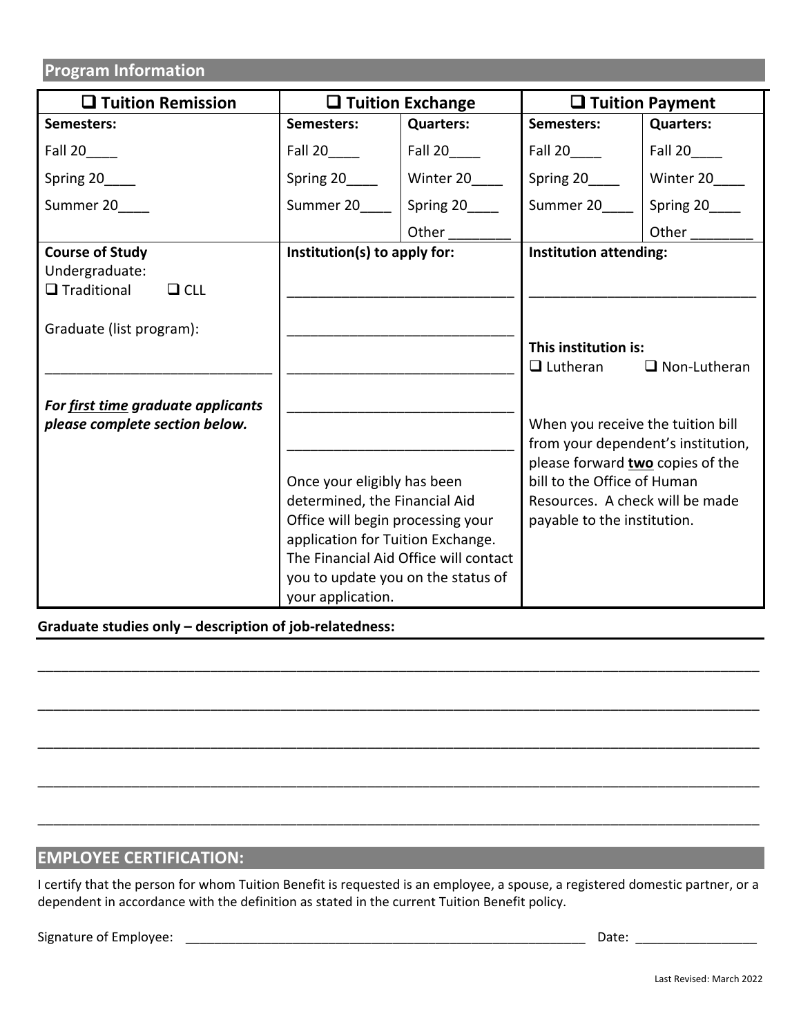## Program Information

| ❑ Tuition Remission | ❑ Tuition Exchange | | ❑ Tuition Payment | |
|---|---|---|---|---|
| **Semesters:** | **Semesters:** | **Quarters:** | **Semesters:** | **Quarters:** |
| Fall 20____ | Fall 20____ | Fall 20____ | Fall 20____ | Fall 20____ |
| Spring 20____ | Spring 20____ | Winter 20____ | Spring 20____ | Winter 20____ |
| Summer 20____ | Summer 20____ | Spring 20____ | Summer 20____ | Spring 20____ |
| | | Other ________ | | Other ________ |
| **Course of Study**<br>Undergraduate:<br>❑ Traditional ❑ CLL<br><br>Graduate (list program):<br>______________________________<br><br>***For first time graduate applicants please complete section below.*** | **Institution(s) to apply for:**<br>______________________________<br>______________________________<br>______________________________<br>______________________________<br>______________________________<br><br>Once your eligibly has been determined, the Financial Aid Office will begin processing your application for Tuition Exchange. The Financial Aid Office will contact you to update you on the status of your application. | | **Institution attending:**<br>______________________________<br><br>**This institution is:**<br>❑ Lutheran ❑ Non-Lutheran<br><br>When you receive the tuition bill from your dependent's institution, please forward **two** copies of the bill to the Office of Human Resources. A check will be made payable to the institution. | |

**Graduate studies only – description of job-relatedness:**

______________________________________________________________________________________________

______________________________________________________________________________________________

______________________________________________________________________________________________

______________________________________________________________________________________________

______________________________________________________________________________________________

## EMPLOYEE CERTIFICATION:

I certify that the person for whom Tuition Benefit is requested is an employee, a spouse, a registered domestic partner, or a dependent in accordance with the definition as stated in the current Tuition Benefit policy.

Signature of Employee: ___________________________________________________________ Date: _________________

Last Revised: March 2022